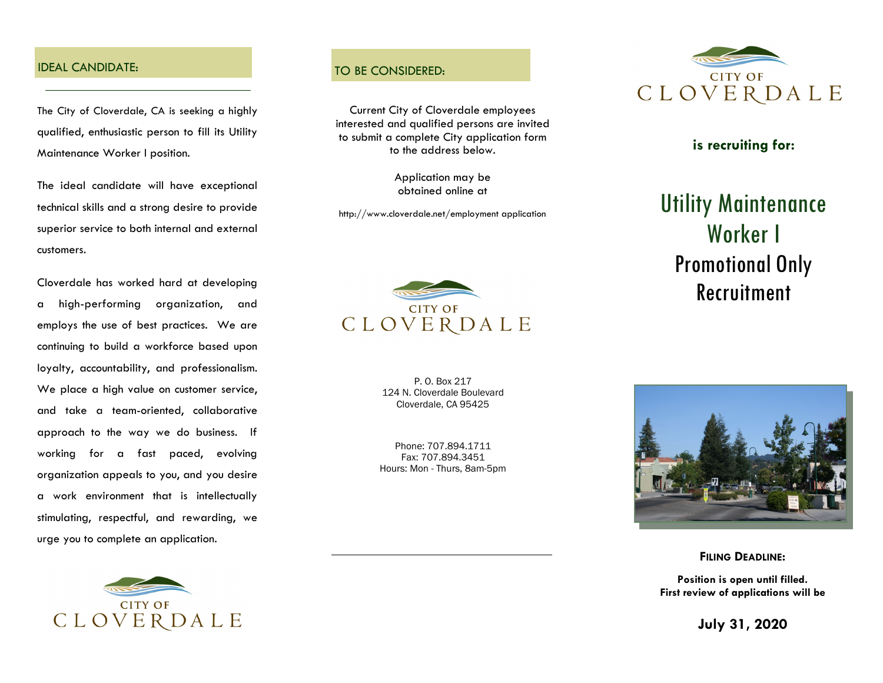## IDEAL CANDIDATE:

The City of Cloverdale, CA is seeking a highly qualified, enthusiastic person to fill its Utility Maintenance Worker I position.

The ideal candidate will have exceptional technical skills and a strong desire to provide superior service to both internal and external customers.

Cloverdale has worked hard at developing a high-performing organization, and employs the use of best practices. We are continuing to build a workforce based upon loyalty, accountability, and professionalism. We place a high value on customer service, and take a team-oriented, collaborative approach to the way we do business. If working for a fast paced, evolving organization appeals to you, and you desire a work environment that is intellectually stimulating, respectful, and rewarding, we urge you to complete an application.

CITY OF CLOVERDALE

## TO BE CONSIDERED:

Current City of Cloverdale employees interested and qualified persons are invited to submit a complete City application form to the address below.

Application may be obtained online at

http://www.cloverdale.net/employment application

CITY OF CLOVERDALE

P. O. Box 217
124 N. Cloverdale Boulevard
Cloverdale, CA 95425

Phone: 707.894.1711
Fax: 707.894.3451
Hours: Mon - Thurs, 8am-5pm

CITY OF CLOVERDALE

**is recruiting for:**

# Utility Maintenance Worker I

## Promotional Only Recruitment

**FILING DEADLINE:**

**Position is open until filled.**
**First review of applications will be**

**July 31, 2020**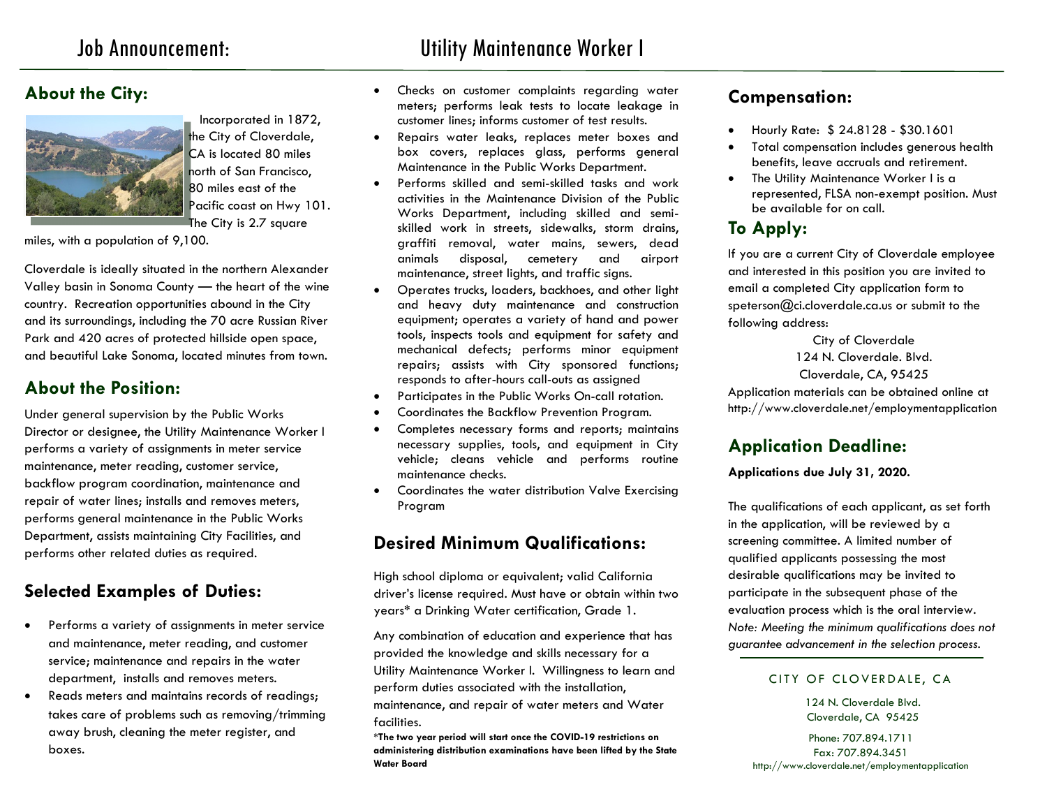# Job Announcement: Utility Maintenance Worker I

## About the City:

Incorporated in 1872, the City of Cloverdale, CA is located 80 miles north of San Francisco, 80 miles east of the Pacific coast on Hwy 101. The City is 2.7 square miles, with a population of 9,100.

Cloverdale is ideally situated in the northern Alexander Valley basin in Sonoma County — the heart of the wine country. Recreation opportunities abound in the City and its surroundings, including the 70 acre Russian River Park and 420 acres of protected hillside open space, and beautiful Lake Sonoma, located minutes from town.

## About the Position:

Under general supervision by the Public Works Director or designee, the Utility Maintenance Worker I performs a variety of assignments in meter service maintenance, meter reading, customer service, backflow program coordination, maintenance and repair of water lines; installs and removes meters, performs general maintenance in the Public Works Department, assists maintaining City Facilities, and performs other related duties as required.

## Selected Examples of Duties:

- Performs a variety of assignments in meter service and maintenance, meter reading, and customer service; maintenance and repairs in the water department, installs and removes meters.
- Reads meters and maintains records of readings; takes care of problems such as removing/trimming away brush, cleaning the meter register, and boxes.
- Checks on customer complaints regarding water meters; performs leak tests to locate leakage in customer lines; informs customer of test results.
- Repairs water leaks, replaces meter boxes and box covers, replaces glass, performs general Maintenance in the Public Works Department.
- Performs skilled and semi-skilled tasks and work activities in the Maintenance Division of the Public Works Department, including skilled and semi-skilled work in streets, sidewalks, storm drains, graffiti removal, water mains, sewers, dead animals disposal, cemetery and airport maintenance, street lights, and traffic signs.
- Operates trucks, loaders, backhoes, and other light and heavy duty maintenance and construction equipment; operates a variety of hand and power tools, inspects tools and equipment for safety and mechanical defects; performs minor equipment repairs; assists with City sponsored functions; responds to after-hours call-outs as assigned
- Participates in the Public Works On-call rotation.
- Coordinates the Backflow Prevention Program.
- Completes necessary forms and reports; maintains necessary supplies, tools, and equipment in City vehicle; cleans vehicle and performs routine maintenance checks.
- Coordinates the water distribution Valve Exercising Program

## Desired Minimum Qualifications:

High school diploma or equivalent; valid California driver's license required. Must have or obtain within two years* a Drinking Water certification, Grade 1.

Any combination of education and experience that has provided the knowledge and skills necessary for a Utility Maintenance Worker I. Willingness to learn and perform duties associated with the installation, maintenance, and repair of water meters and Water facilities.

**\*The two year period will start once the COVID-19 restrictions on administering distribution examinations have been lifted by the State Water Board**

## Compensation:

- Hourly Rate: $ 24.8128 - $30.1601
- Total compensation includes generous health benefits, leave accruals and retirement.
- The Utility Maintenance Worker I is a represented, FLSA non-exempt position. Must be available for on call.

## To Apply:

If you are a current City of Cloverdale employee and interested in this position you are invited to email a completed City application form to speterson@ci.cloverdale.ca.us or submit to the following address:

City of Cloverdale
124 N. Cloverdale. Blvd.
Cloverdale, CA, 95425

Application materials can be obtained online at http://www.cloverdale.net/employmentapplication

## Application Deadline:

**Applications due July 31, 2020.**

The qualifications of each applicant, as set forth in the application, will be reviewed by a screening committee. A limited number of qualified applicants possessing the most desirable qualifications may be invited to participate in the subsequent phase of the evaluation process which is the oral interview. *Note: Meeting the minimum qualifications does not guarantee advancement in the selection process.*

CITY OF CLOVERDALE, CA

124 N. Cloverdale Blvd.
Cloverdale, CA 95425

Phone: 707.894.1711
Fax: 707.894.3451
http://www.cloverdale.net/employmentapplication